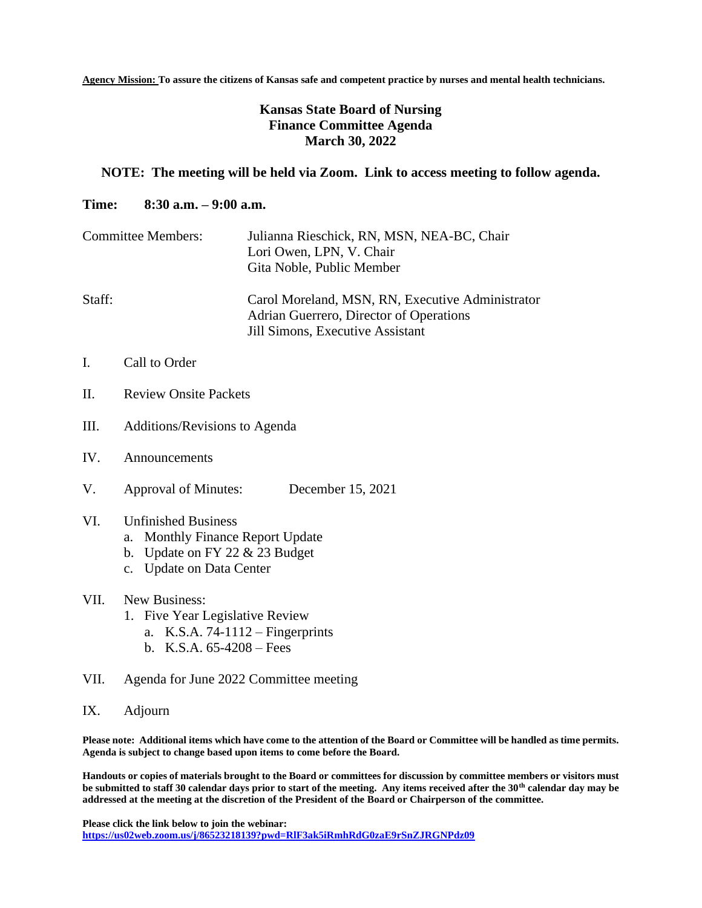**Agency Mission:** **To assure the citizens of Kansas safe and competent practice by nurses and mental health technicians.**

# Kansas State Board of Nursing
# Finance Committee Agenda
# March 30, 2022

**NOTE: The meeting will be held via Zoom. Link to access meeting to follow agenda.**

**Time: 8:30 a.m. – 9:00 a.m.**

Committee Members: Julianna Rieschick, RN, MSN, NEA-BC, Chair
Lori Owen, LPN, V. Chair
Gita Noble, Public Member

Staff: Carol Moreland, MSN, RN, Executive Administrator
Adrian Guerrero, Director of Operations
Jill Simons, Executive Assistant

I. Call to Order

II. Review Onsite Packets

III. Additions/Revisions to Agenda

IV. Announcements

V. Approval of Minutes: December 15, 2021

VI. Unfinished Business
   a. Monthly Finance Report Update
   b. Update on FY 22 & 23 Budget
   c. Update on Data Center

VII. New Business:
   1. Five Year Legislative Review
      a. K.S.A. 74-1112 – Fingerprints
      b. K.S.A. 65-4208 – Fees

VII. Agenda for June 2022 Committee meeting

IX. Adjourn

**Please note: Additional items which have come to the attention of the Board or Committee will be handled as time permits. Agenda is subject to change based upon items to come before the Board.**

**Handouts or copies of materials brought to the Board or committees for discussion by committee members or visitors must be submitted to staff 30 calendar days prior to start of the meeting. Any items received after the 30th calendar day may be addressed at the meeting at the discretion of the President of the Board or Chairperson of the committee.**

**Please click the link below to join the webinar:**
**https://us02web.zoom.us/j/86523218139?pwd=RlF3ak5iRmhRdG0zaE9rSnZJRGNPdz09**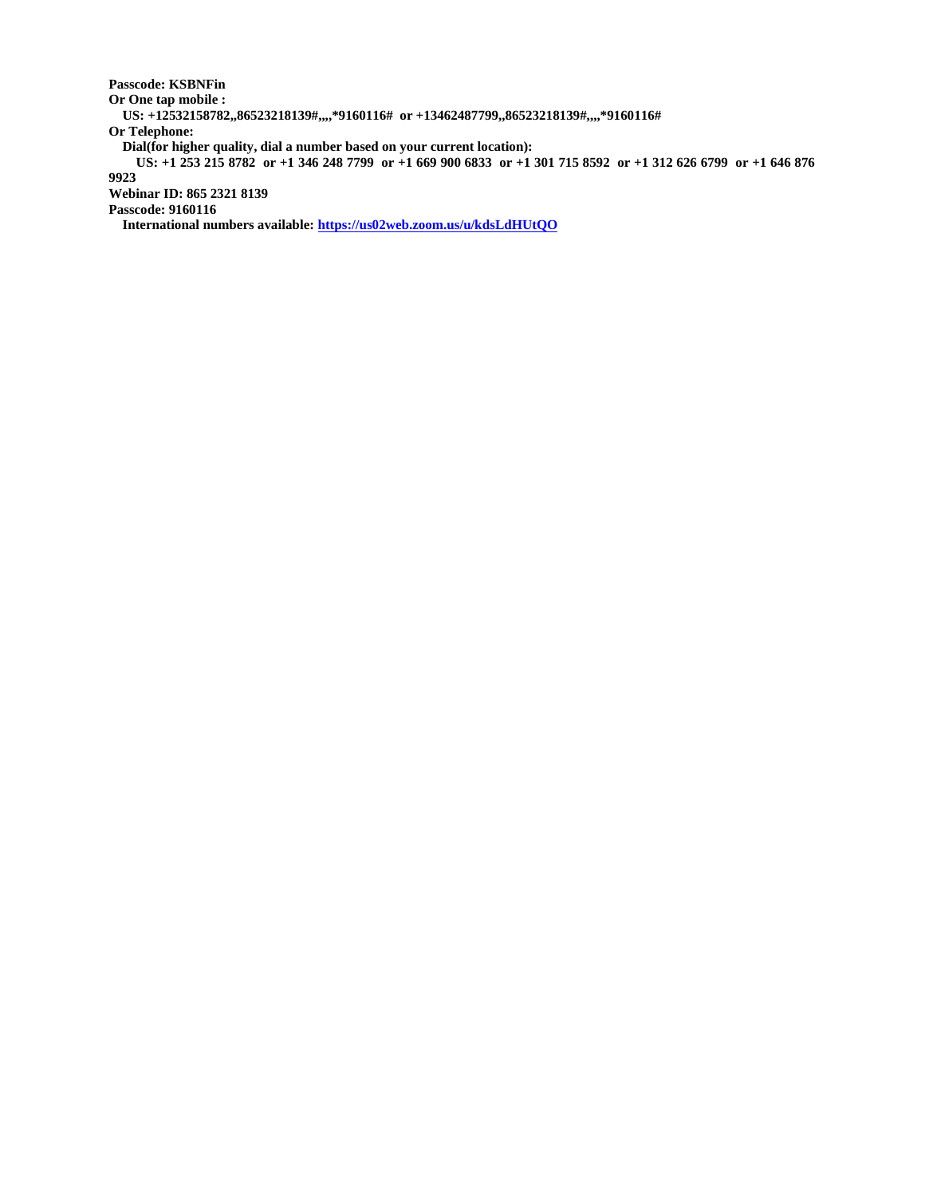**Passcode: KSBNFin**

**Or One tap mobile :**

**US: +12532158782,,86523218139#,,,,*9160116# or +13462487799,,86523218139#,,,,*9160116#**

**Or Telephone:**

**Dial(for higher quality, dial a number based on your current location):**

**US: +1 253 215 8782 or +1 346 248 7799 or +1 669 900 6833 or +1 301 715 8592 or +1 312 626 6799 or +1 646 876 9923**

**Webinar ID: 865 2321 8139**

**Passcode: 9160116**

**International numbers available: [https://us02web.zoom.us/u/kdsLdHUtQO](https://us02web.zoom.us/u/kdsLdHUtQO)**